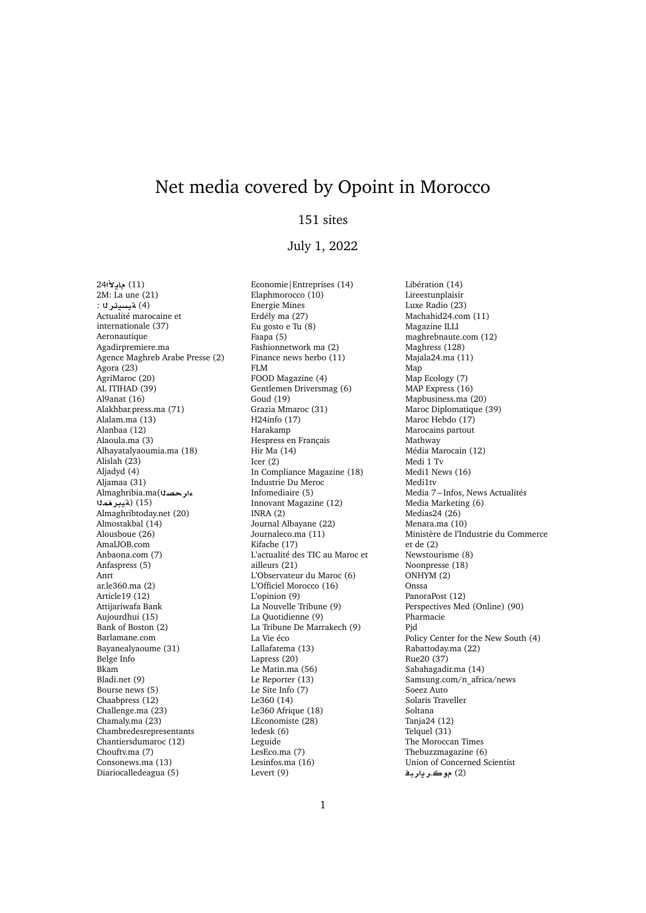# Net media covered by Opoint in Morocco

151 sites

July 1, 2022

الأيام24 (11)
2M: La une (21)
الرئيسية : (4)
Actualité marocaine et internationale (37)
Aeronautique
Agadirpremiere.ma
Agence Maghreb Arabe Presse (2)
Agora (23)
AgriMaroc (20)
AL ITIHAD (39)
Al9anat (16)
Alakhbar.press.ma (71)
Alalam.ma (13)
Alanbaa (12)
Alaoula.ma (3)
Alhayatalyaoumia.ma (18)
Alislah (23)
Aljadyd (4)
Aljamaa (31)
Almaghribia.ma(الصحراء المغربية) (15)
Almaghribtoday.net (20)
Almostakbal (14)
Alousboue (26)
AmalJOB.com
Anbaona.com (7)
Anfaspress (5)
Anrt
ar.le360.ma (2)
Article19 (12)
Attijariwafa Bank
Aujourdhui (15)
Bank of Boston (2)
Barlamane.com
Bayanealyaoume (31)
Belge Info
Bkam
Bladi.net (9)
Bourse news (5)
Chaabpress (12)
Challenge.ma (23)
Chamaly.ma (23)
Chambredesrepresentants
Chantiersdumaroc (12)
Chouftv.ma (7)
Consonews.ma (13)
Diariocalledeagua (5)
Economie|Entreprises (14)
Elaphmorocco (10)
Energie Mines
Erdély ma (27)
Eu gosto e Tu (8)
Faapa (5)
Fashionnetwork ma (2)
Finance news herbo (11)
FLM
FOOD Magazine (4)
Gentlemen Driversmag (6)
Goud (19)
Grazia Mmaroc (31)
H24info (17)
Harakamp
Hespress en Français
Hir Ma (14)
Icer (2)
In Compliance Magazine (18)
Industrie Du Meroc
Infomediaire (5)
Innovant Magazine (12)
INRA (2)
Journal Albayane (22)
Journaleco.ma (11)
Kifache (17)
L'actualité des TIC au Maroc et ailleurs (21)
L'Observateur du Maroc (6)
L'Officiel Morocco (16)
L'opinion (9)
La Nouvelle Tribune (9)
La Quotidienne (9)
La Tribune De Marrakech (9)
La Vie éco
Lallafatema (13)
Lapress (20)
Le Matin.ma (56)
Le Reporter (13)
Le Site Info (7)
Le360 (14)
Le360 Afrique (18)
LEconomiste (28)
ledesk (6)
Leguide
LesEco.ma (7)
Lesinfos.ma (16)
Levert (9)
Libération (14)
Lireestunplaisir
Luxe Radio (23)
Machahid24.com (11)
Magazine ILLI
maghrebnaute.com (12)
Maghress (128)
Majala24.ma (11)
Map
Map Ecology (7)
MAP Express (16)
Mapbusiness.ma (20)
Maroc Diplomatique (39)
Maroc Hebdo (17)
Marocains partout
Mathway
Média Marocain (12)
Medi 1 Tv
Medi1 News (16)
Medi1tv
Media 7 – Infos, News Actualités
Media Marketing (6)
Medias24 (26)
Menara.ma (10)
Ministère de l'Industrie du Commerce et de (2)
Newstourisme (8)
Noonpresse (18)
ONHYM (2)
Onssa
PanoraPost (12)
Perspectives Med (Online) (90)
Pharmacie
Pjd
Policy Center for the New South (4)
Rabattoday.ma (22)
Rue20 (37)
Sabahagadir.ma (14)
Samsung.com/n_africa/news
Soeez Auto
Solaris Traveller
Soltana
Tanja24 (12)
Telquel (31)
The Moroccan Times
Thebuzzmagazine (6)
Union of Concerned Scientist
فبراير.كوم (2)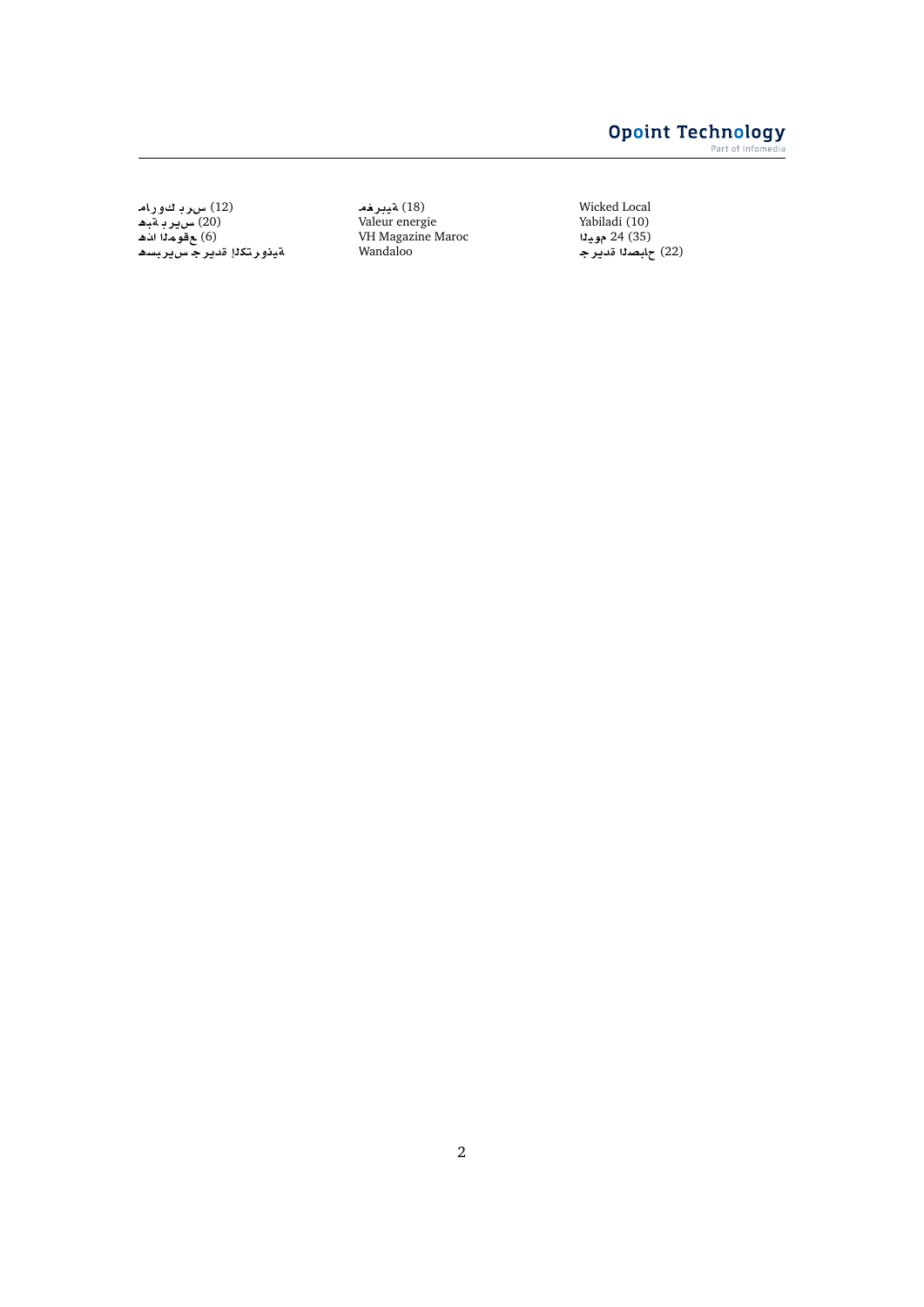ماروك برس (12)
هبة بريس (20)
هذا الموقع (6)
هسبريس جريدة إلكترونية

مغربية (18)
Valeur energie
VH Magazine Maroc
Wandaloo

Wicked Local
Yabiladi (10)
اليوم 24 (35)
جريدة الصباح (22)